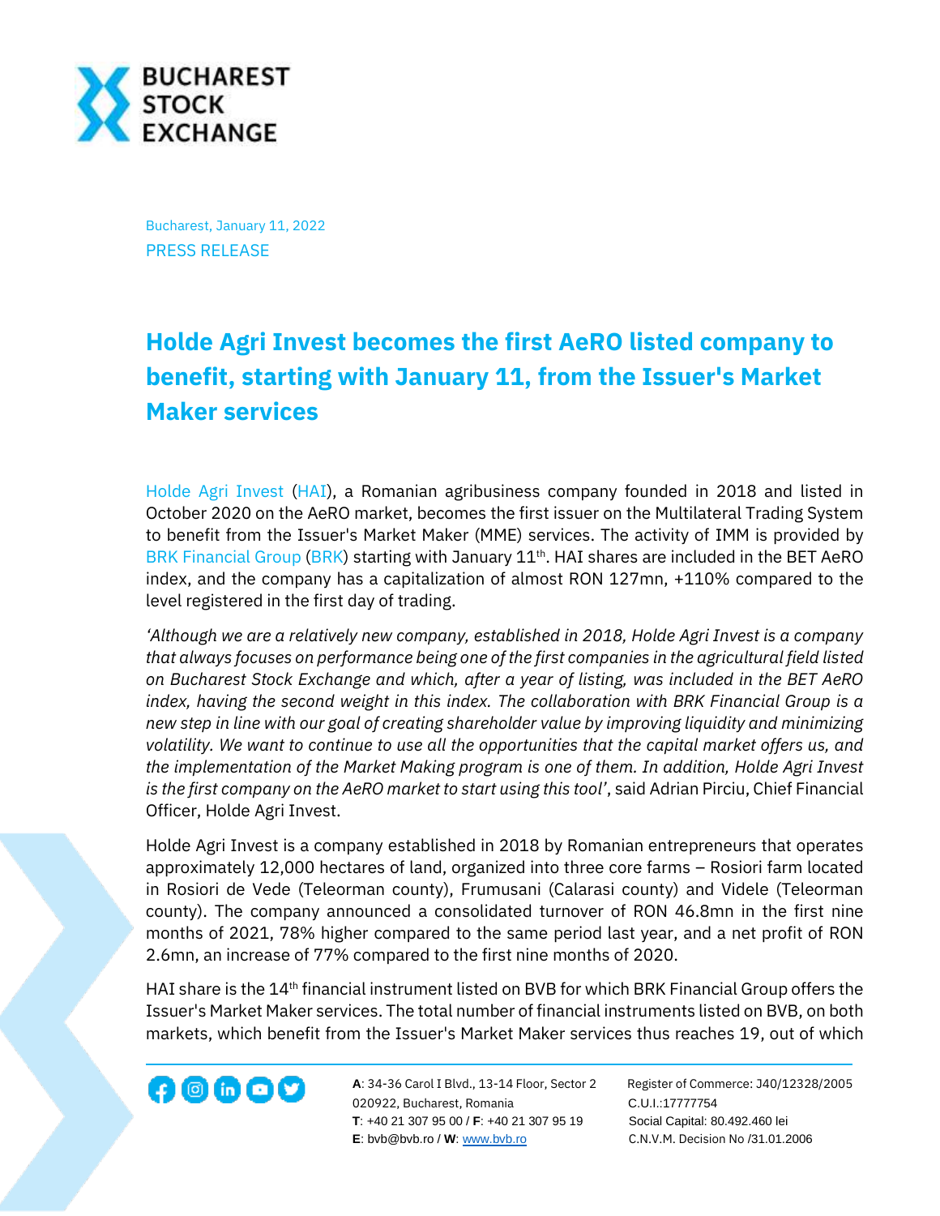Bucharest, January 11, 2022

PRESS RELEASE

# Holde Agri Invest becomes the first AeRO listed company to benefit, starting with January 11, from the Issuer's Market Maker services

Holde Agri Invest (HAI), a Romanian agribusiness company founded in 2018 and listed in October 2020 on the AeRO market, becomes the first issuer on the Multilateral Trading System to benefit from the Issuer's Market Maker (MME) services. The activity of IMM is provided by BRK Financial Group (BRK) starting with January 11th. HAI shares are included in the BET AeRO index, and the company has a capitalization of almost RON 127mn, +110% compared to the level registered in the first day of trading.

*'Although we are a relatively new company, established in 2018, Holde Agri Invest is a company that always focuses on performance being one of the first companies in the agricultural field listed on Bucharest Stock Exchange and which, after a year of listing, was included in the BET AeRO index, having the second weight in this index. The collaboration with BRK Financial Group is a new step in line with our goal of creating shareholder value by improving liquidity and minimizing volatility. We want to continue to use all the opportunities that the capital market offers us, and the implementation of the Market Making program is one of them. In addition, Holde Agri Invest is the first company on the AeRO market to start using this tool'*, said Adrian Pirciu, Chief Financial Officer, Holde Agri Invest.

Holde Agri Invest is a company established in 2018 by Romanian entrepreneurs that operates approximately 12,000 hectares of land, organized into three core farms – Rosiori farm located in Rosiori de Vede (Teleorman county), Frumusani (Calarasi county) and Videle (Teleorman county). The company announced a consolidated turnover of RON 46.8mn in the first nine months of 2021, 78% higher compared to the same period last year, and a net profit of RON 2.6mn, an increase of 77% compared to the first nine months of 2020.

HAI share is the 14th financial instrument listed on BVB for which BRK Financial Group offers the Issuer's Market Maker services. The total number of financial instruments listed on BVB, on both markets, which benefit from the Issuer's Market Maker services thus reaches 19, out of which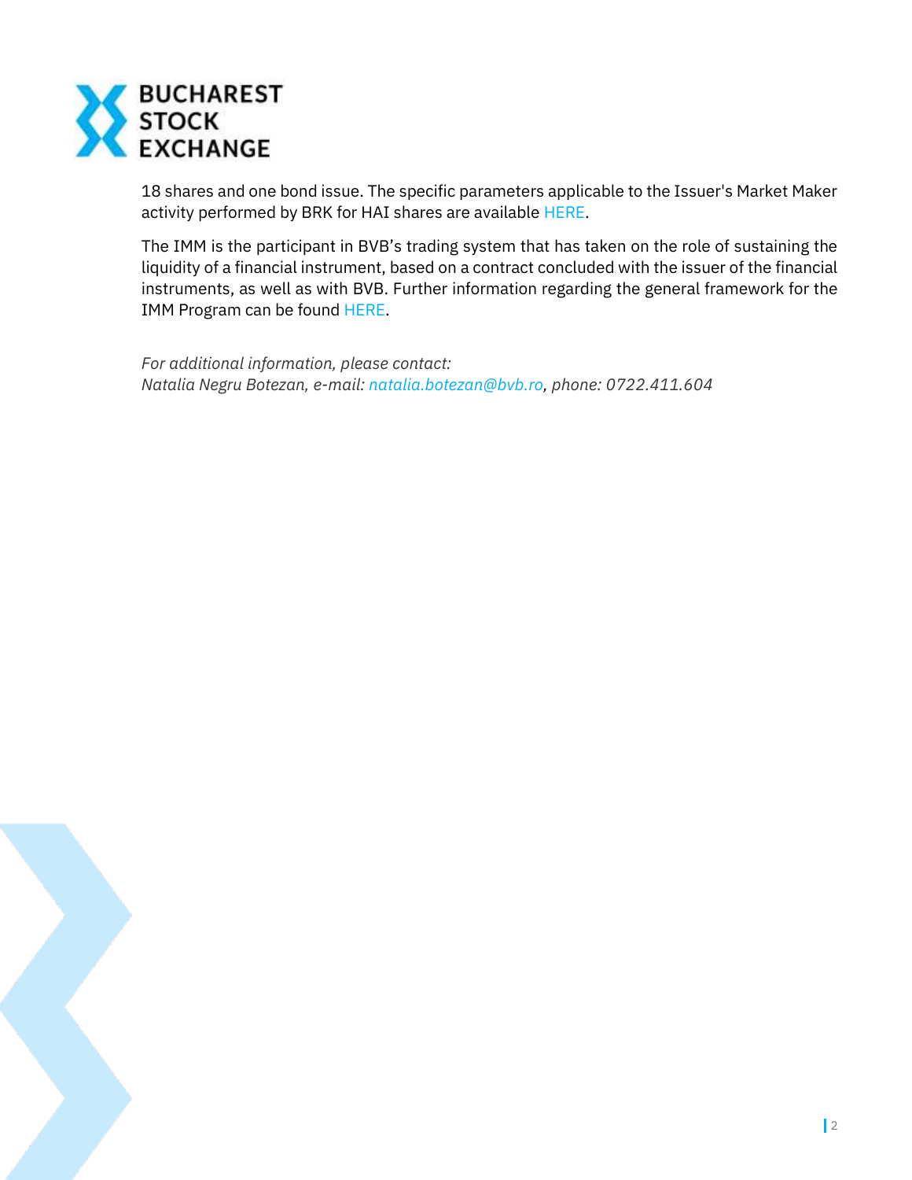18 shares and one bond issue. The specific parameters applicable to the Issuer's Market Maker activity performed by BRK for HAI shares are available HERE.

The IMM is the participant in BVB's trading system that has taken on the role of sustaining the liquidity of a financial instrument, based on a contract concluded with the issuer of the financial instruments, as well as with BVB. Further information regarding the general framework for the IMM Program can be found HERE.

*For additional information, please contact:*
*Natalia Negru Botezan, e-mail: natalia.botezan@bvb.ro, phone: 0722.411.604*